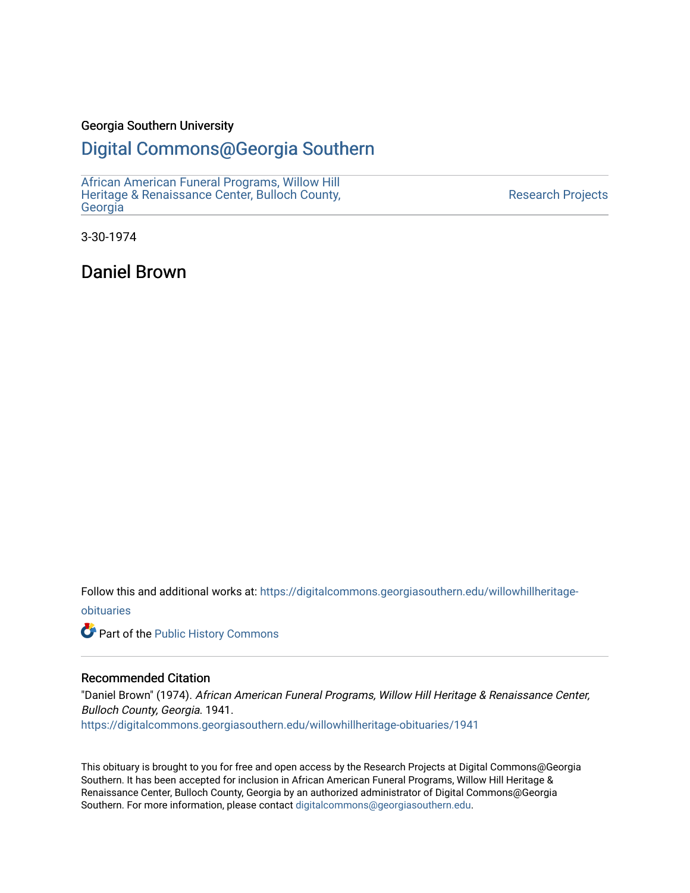Georgia Southern University

# Digital Commons@Georgia Southern

African American Funeral Programs, Willow Hill Heritage & Renaissance Center, Bulloch County, Georgia

Research Projects

3-30-1974

## Daniel Brown

Follow this and additional works at: https://digitalcommons.georgiasouthern.edu/willowhillheritage-obituaries

Part of the Public History Commons

### Recommended Citation

"Daniel Brown" (1974). *African American Funeral Programs, Willow Hill Heritage & Renaissance Center, Bulloch County, Georgia.* 1941.
https://digitalcommons.georgiasouthern.edu/willowhillheritage-obituaries/1941

This obituary is brought to you for free and open access by the Research Projects at Digital Commons@Georgia Southern. It has been accepted for inclusion in African American Funeral Programs, Willow Hill Heritage & Renaissance Center, Bulloch County, Georgia by an authorized administrator of Digital Commons@Georgia Southern. For more information, please contact digitalcommons@georgiasouthern.edu.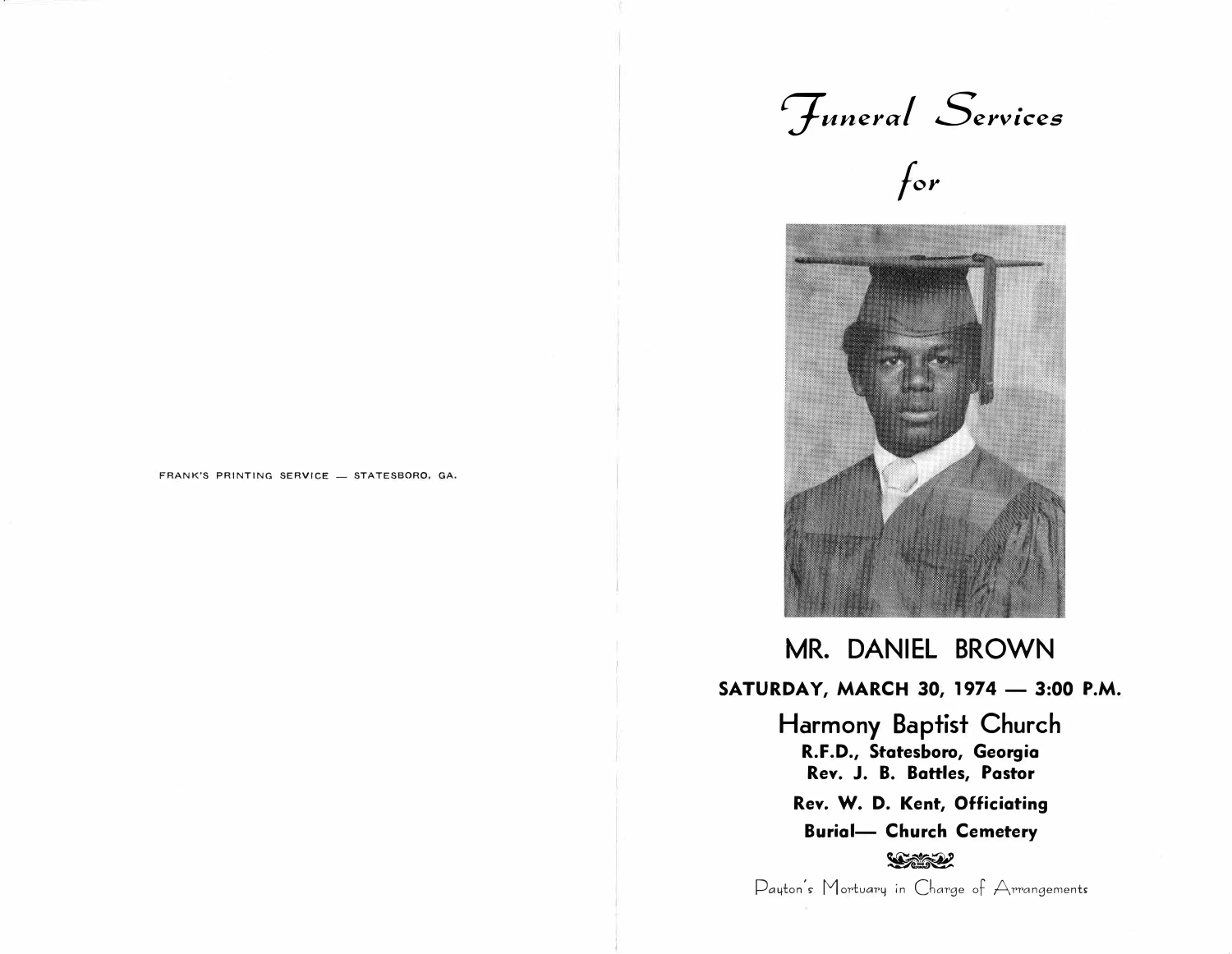FRANK'S PRINTING SERVICE — STATESBORO, GA.

# *Funeral Services*

*for*

## MR. DANIEL BROWN

**SATURDAY, MARCH 30, 1974 — 3:00 P.M.**

## Harmony Baptist Church

**R.F.D., Statesboro, Georgia**

**Rev. J. B. Battles, Pastor**

**Rev. W. D. Kent, Officiating**

**Burial— Church Cemetery**

Payton's Mortuary in Charge of Arrangements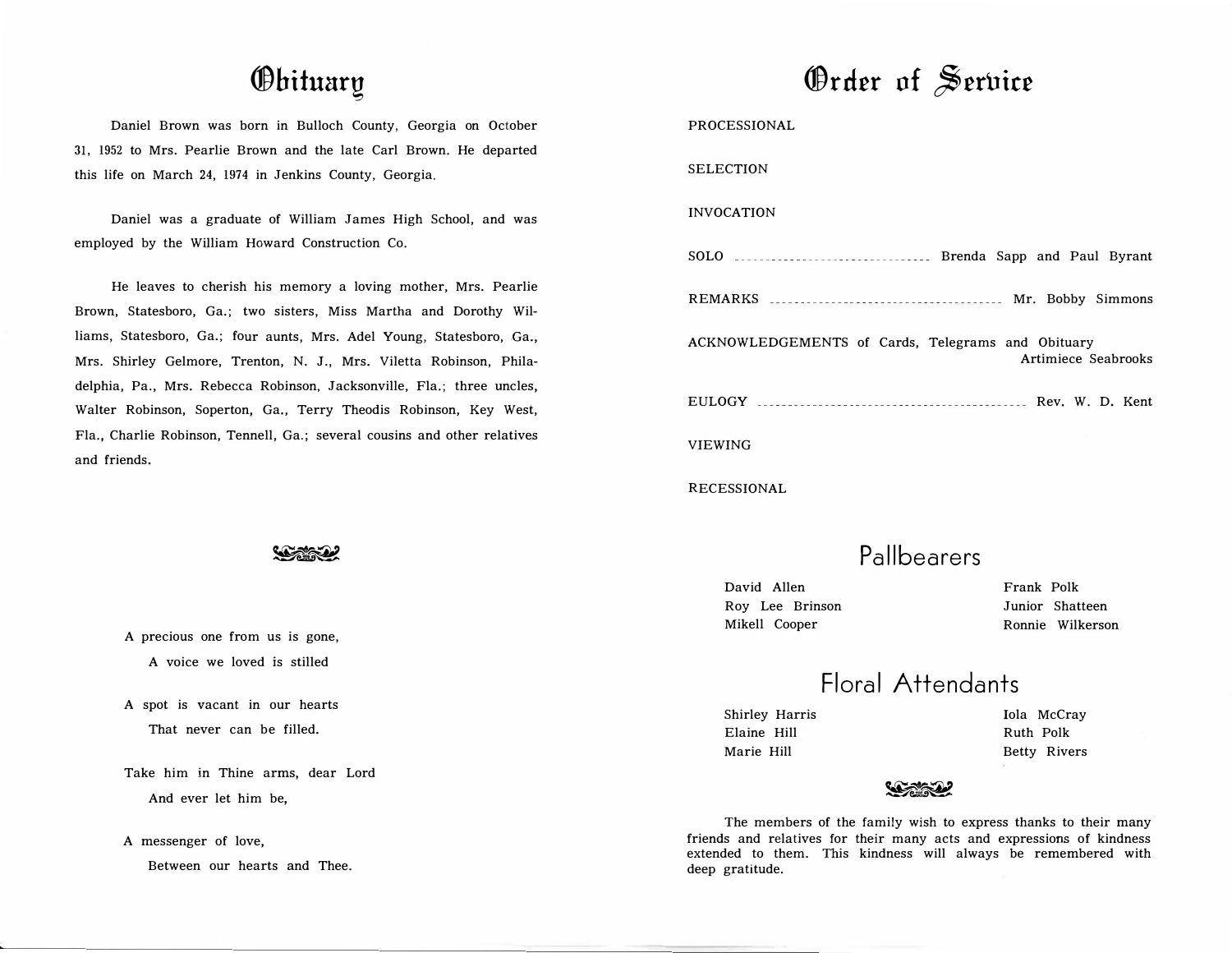# Obituary

Daniel Brown was born in Bulloch County, Georgia on October 31, 1952 to Mrs. Pearlie Brown and the late Carl Brown. He departed this life on March 24, 1974 in Jenkins County, Georgia.

Daniel was a graduate of William James High School, and was employed by the William Howard Construction Co.

He leaves to cherish his memory a loving mother, Mrs. Pearlie Brown, Statesboro, Ga.; two sisters, Miss Martha and Dorothy Williams, Statesboro, Ga.; four aunts, Mrs. Adel Young, Statesboro, Ga., Mrs. Shirley Gelmore, Trenton, N. J., Mrs. Viletta Robinson, Philadelphia, Pa., Mrs. Rebecca Robinson, Jacksonville, Fla.; three uncles, Walter Robinson, Soperton, Ga., Terry Theodis Robinson, Key West, Fla., Charlie Robinson, Tennell, Ga.; several cousins and other relatives and friends.

A precious one from us is gone,
A voice we loved is stilled

A spot is vacant in our hearts
That never can be filled.

Take him in Thine arms, dear Lord
And ever let him be,

A messenger of love,
Between our hearts and Thee.

# Order of Service

PROCESSIONAL

SELECTION

INVOCATION

SOLO ........ Brenda Sapp and Paul Byrant

REMARKS ........ Mr. Bobby Simmons

ACKNOWLEDGEMENTS of Cards, Telegrams and Obituary
Artimiece Seabrooks

EULOGY ........ Rev. W. D. Kent

VIEWING

RECESSIONAL

## Pallbearers

| | |
|---|---|
| David Allen | Frank Polk |
| Roy Lee Brinson | Junior Shatteen |
| Mikell Cooper | Ronnie Wilkerson |

## Floral Attendants

| | |
|---|---|
| Shirley Harris | Iola McCray |
| Elaine Hill | Ruth Polk |
| Marie Hill | Betty Rivers |

The members of the family wish to express thanks to their many friends and relatives for their many acts and expressions of kindness extended to them. This kindness will always be remembered with deep gratitude.